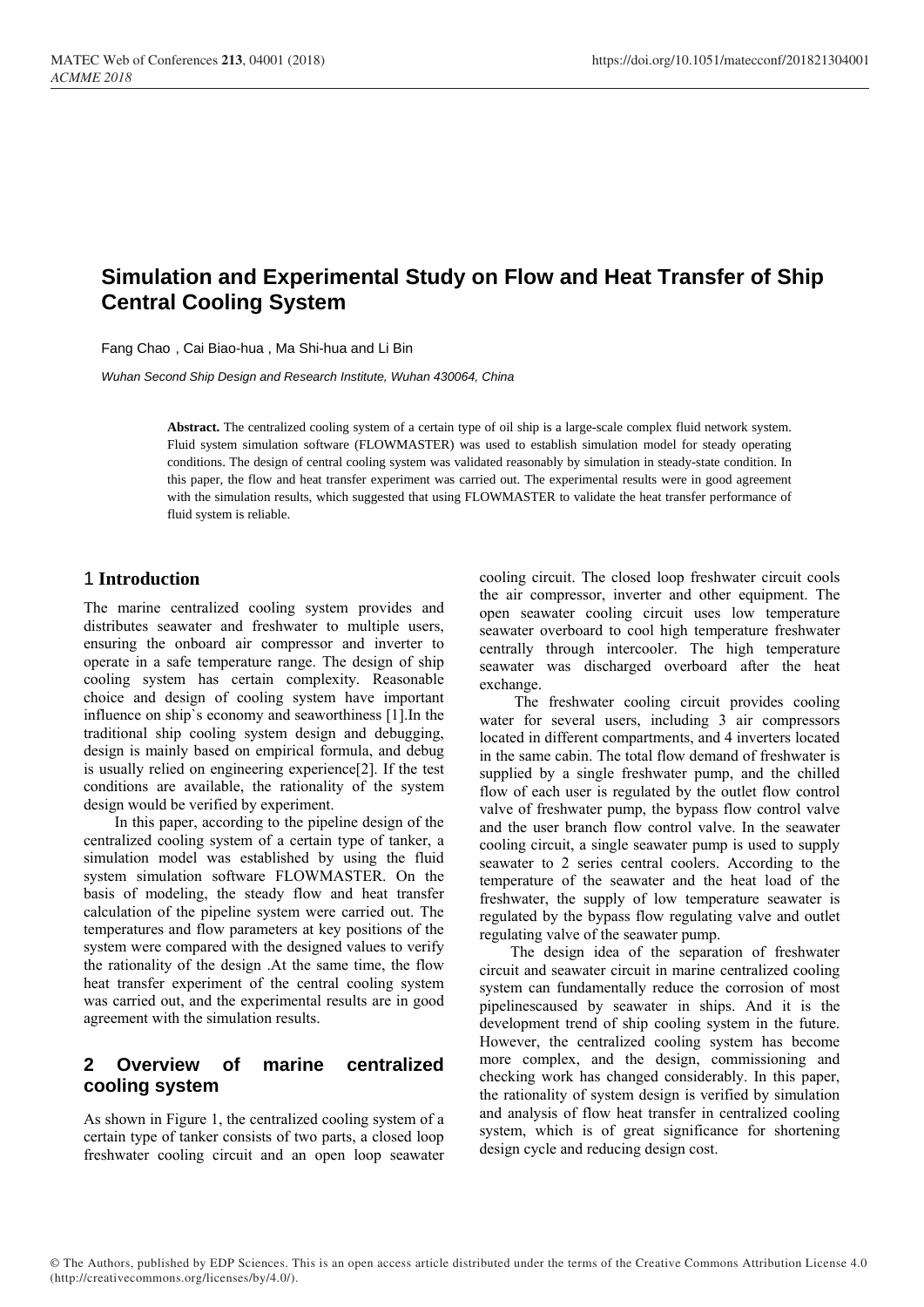# Simulation and Experimental Study on Flow and Heat Transfer of Ship Central Cooling System

Fang Chao , Cai Biao-hua , Ma Shi-hua and Li Bin

*Wuhan Second Ship Design and Research Institute, Wuhan 430064, China*

**Abstract.** The centralized cooling system of a certain type of oil ship is a large-scale complex fluid network system. Fluid system simulation software (FLOWMASTER) was used to establish simulation model for steady operating conditions. The design of central cooling system was validated reasonably by simulation in steady-state condition. In this paper, the flow and heat transfer experiment was carried out. The experimental results were in good agreement with the simulation results, which suggested that using FLOWMASTER to validate the heat transfer performance of fluid system is reliable.

## 1 Introduction

The marine centralized cooling system provides and distributes seawater and freshwater to multiple users, ensuring the onboard air compressor and inverter to operate in a safe temperature range. The design of ship cooling system has certain complexity. Reasonable choice and design of cooling system have important influence on ship`s economy and seaworthiness [1].In the traditional ship cooling system design and debugging, design is mainly based on empirical formula, and debug is usually relied on engineering experience[2]. If the test conditions are available, the rationality of the system design would be verified by experiment.

In this paper, according to the pipeline design of the centralized cooling system of a certain type of tanker, a simulation model was established by using the fluid system simulation software FLOWMASTER. On the basis of modeling, the steady flow and heat transfer calculation of the pipeline system were carried out. The temperatures and flow parameters at key positions of the system were compared with the designed values to verify the rationality of the design .At the same time, the flow heat transfer experiment of the central cooling system was carried out, and the experimental results are in good agreement with the simulation results.

## 2 Overview of marine centralized cooling system

As shown in Figure 1, the centralized cooling system of a certain type of tanker consists of two parts, a closed loop freshwater cooling circuit and an open loop seawater cooling circuit. The closed loop freshwater circuit cools the air compressor, inverter and other equipment. The open seawater cooling circuit uses low temperature seawater overboard to cool high temperature freshwater centrally through intercooler. The high temperature seawater was discharged overboard after the heat exchange.

The freshwater cooling circuit provides cooling water for several users, including 3 air compressors located in different compartments, and 4 inverters located in the same cabin. The total flow demand of freshwater is supplied by a single freshwater pump, and the chilled flow of each user is regulated by the outlet flow control valve of freshwater pump, the bypass flow control valve and the user branch flow control valve. In the seawater cooling circuit, a single seawater pump is used to supply seawater to 2 series central coolers. According to the temperature of the seawater and the heat load of the freshwater, the supply of low temperature seawater is regulated by the bypass flow regulating valve and outlet regulating valve of the seawater pump.

The design idea of the separation of freshwater circuit and seawater circuit in marine centralized cooling system can fundamentally reduce the corrosion of most pipelinescaused by seawater in ships. And it is the development trend of ship cooling system in the future. However, the centralized cooling system has become more complex, and the design, commissioning and checking work has changed considerably. In this paper, the rationality of system design is verified by simulation and analysis of flow heat transfer in centralized cooling system, which is of great significance for shortening design cycle and reducing design cost.

© The Authors, published by EDP Sciences. This is an open access article distributed under the terms of the Creative Commons Attribution License 4.0 (http://creativecommons.org/licenses/by/4.0/).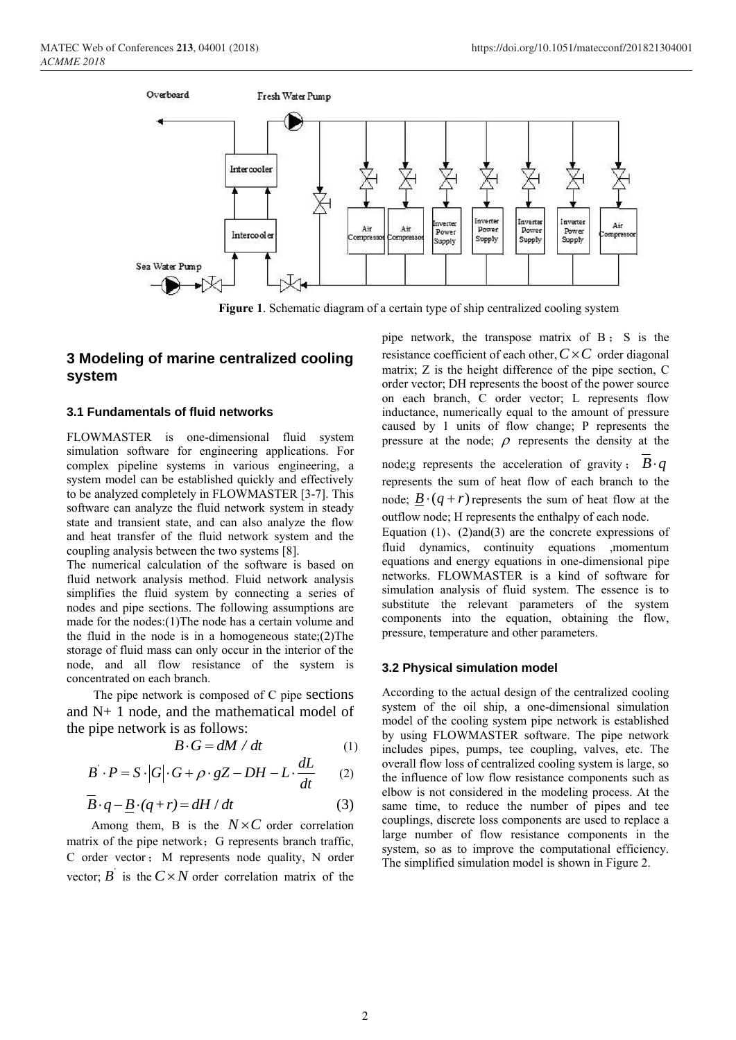**Figure 1**. Schematic diagram of a certain type of ship centralized cooling system

## 3 Modeling of marine centralized cooling system

### 3.1 Fundamentals of fluid networks

FLOWMASTER is one-dimensional fluid system simulation software for engineering applications. For complex pipeline systems in various engineering, a system model can be established quickly and effectively to be analyzed completely in FLOWMASTER [3-7]. This software can analyze the fluid network system in steady state and transient state, and can also analyze the flow and heat transfer of the fluid network system and the coupling analysis between the two systems [8].

The numerical calculation of the software is based on fluid network analysis method. Fluid network analysis simplifies the fluid system by connecting a series of nodes and pipe sections. The following assumptions are made for the nodes:(1)The node has a certain volume and the fluid in the node is in a homogeneous state;(2)The storage of fluid mass can only occur in the interior of the node, and all flow resistance of the system is concentrated on each branch.

The pipe network is composed of C pipe sections and N+ 1 node, and the mathematical model of the pipe network is as follows:

$$B \cdot G = dM / dt \quad (1)$$

$$B' \cdot P = S \cdot |G| \cdot G + \rho \cdot gZ - DH - L \cdot \frac{dL}{dt} \quad (2)$$

$$\overline{B} \cdot q - \underline{B} \cdot (q + r) = dH / dt \quad (3)$$

Among them, B is the $N \times C$ order correlation matrix of the pipe network；G represents branch traffic, C order vector；M represents node quality, N order vector; $B'$ is the $C \times N$ order correlation matrix of the pipe network, the transpose matrix of B； S is the resistance coefficient of each other, $C \times C$ order diagonal matrix; Z is the height difference of the pipe section, C order vector; DH represents the boost of the power source on each branch, C order vector; L represents flow inductance, numerically equal to the amount of pressure caused by 1 units of flow change; P represents the pressure at the node; $\rho$ represents the density at the node;g represents the acceleration of gravity； $\overline{B} \cdot q$ represents the sum of heat flow of each branch to the node; $\underline{B} \cdot (q + r)$ represents the sum of heat flow at the outflow node; H represents the enthalpy of each node.

Equation (1)、(2)and(3) are the concrete expressions of fluid dynamics, continuity equations ,momentum equations and energy equations in one-dimensional pipe networks. FLOWMASTER is a kind of software for simulation analysis of fluid system. The essence is to substitute the relevant parameters of the system components into the equation, obtaining the flow, pressure, temperature and other parameters.

### 3.2 Physical simulation model

According to the actual design of the centralized cooling system of the oil ship, a one-dimensional simulation model of the cooling system pipe network is established by using FLOWMASTER software. The pipe network includes pipes, pumps, tee coupling, valves, etc. The overall flow loss of centralized cooling system is large, so the influence of low flow resistance components such as elbow is not considered in the modeling process. At the same time, to reduce the number of pipes and tee couplings, discrete loss components are used to replace a large number of flow resistance components in the system, so as to improve the computational efficiency. The simplified simulation model is shown in Figure 2.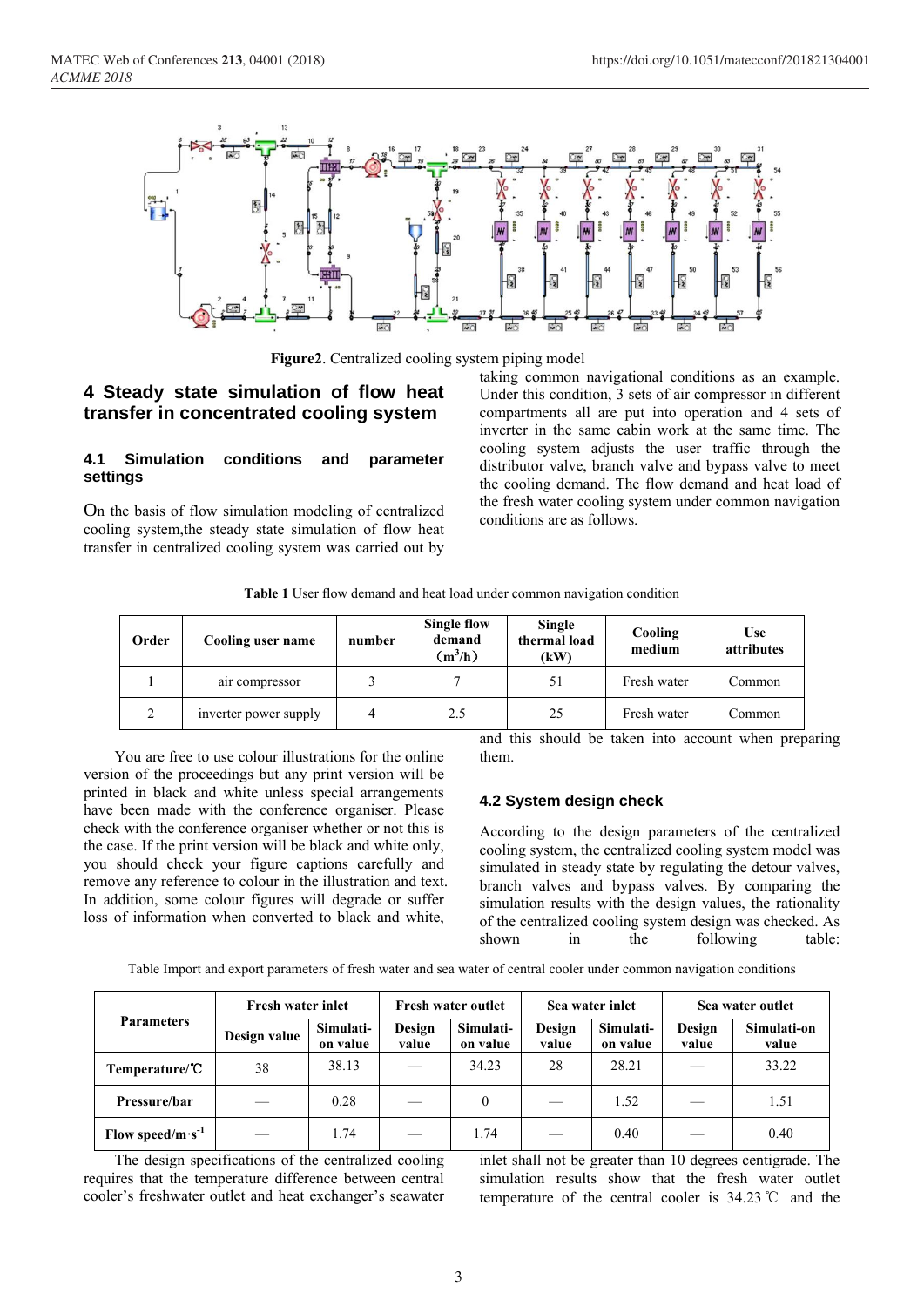Figure2. Centralized cooling system piping model

## 4 Steady state simulation of flow heat transfer in concentrated cooling system

### 4.1 Simulation conditions and parameter settings

On the basis of flow simulation modeling of centralized cooling system,the steady state simulation of flow heat transfer in centralized cooling system was carried out by taking common navigational conditions as an example. Under this condition, 3 sets of air compressor in different compartments all are put into operation and 4 sets of inverter in the same cabin work at the same time. The cooling system adjusts the user traffic through the distributor valve, branch valve and bypass valve to meet the cooling demand. The flow demand and heat load of the fresh water cooling system under common navigation conditions are as follows.

**Table 1** User flow demand and heat load under common navigation condition

| Order | Cooling user name | number | Single flow demand ($m^3$/h) | Single thermal load (kW) | Cooling medium | Use attributes |
|---|---|---|---|---|---|---|
| 1 | air compressor | 3 | 7 | 51 | Fresh water | Common |
| 2 | inverter power supply | 4 | 2.5 | 25 | Fresh water | Common |

You are free to use colour illustrations for the online version of the proceedings but any print version will be printed in black and white unless special arrangements have been made with the conference organiser. Please check with the conference organiser whether or not this is the case. If the print version will be black and white only, you should check your figure captions carefully and remove any reference to colour in the illustration and text. In addition, some colour figures will degrade or suffer loss of information when converted to black and white, and this should be taken into account when preparing them.

### 4.2 System design check

According to the design parameters of the centralized cooling system, the centralized cooling system model was simulated in steady state by regulating the detour valves, branch valves and bypass valves. By comparing the simulation results with the design values, the rationality of the centralized cooling system design was checked. As shown in the following table:

Table Import and export parameters of fresh water and sea water of central cooler under common navigation conditions

| Parameters | Fresh water inlet | | Fresh water outlet | | Sea water inlet | | Sea water outlet | |
|---|---|---|---|---|---|---|---|---|
| | Design value | Simulati-on value | Design value | Simulati-on value | Design value | Simulati-on value | Design value | Simulati-on value |
| Temperature/℃ | 38 | 38.13 | — | 34.23 | 28 | 28.21 | — | 33.22 |
| Pressure/bar | — | 0.28 | — | 0 | — | 1.52 | — | 1.51 |
| Flow speed/m·s$^{-1}$ | — | 1.74 | — | 1.74 | — | 0.40 | — | 0.40 |

The design specifications of the centralized cooling requires that the temperature difference between central cooler's freshwater outlet and heat exchanger's seawater inlet shall not be greater than 10 degrees centigrade. The simulation results show that the fresh water outlet temperature of the central cooler is 34.23 ℃ and the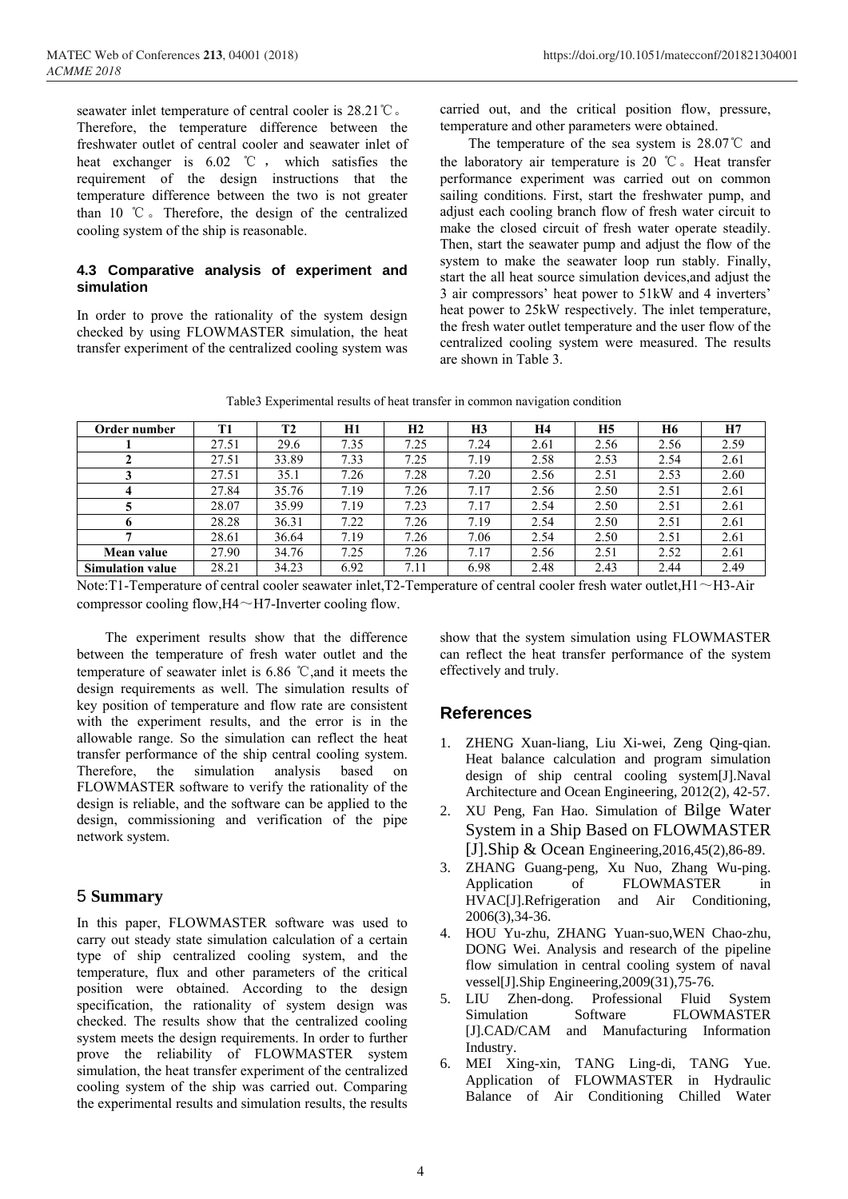seawater inlet temperature of central cooler is 28.21℃. Therefore, the temperature difference between the freshwater outlet of central cooler and seawater inlet of heat exchanger is 6.02 ℃, which satisfies the requirement of the design instructions that the temperature difference between the two is not greater than 10 ℃. Therefore, the design of the centralized cooling system of the ship is reasonable.

### 4.3 Comparative analysis of experiment and simulation

In order to prove the rationality of the system design checked by using FLOWMASTER simulation, the heat transfer experiment of the centralized cooling system was carried out, and the critical position flow, pressure, temperature and other parameters were obtained.

The temperature of the sea system is 28.07℃ and the laboratory air temperature is 20 ℃. Heat transfer performance experiment was carried out on common sailing conditions. First, start the freshwater pump, and adjust each cooling branch flow of fresh water circuit to make the closed circuit of fresh water operate steadily. Then, start the seawater pump and adjust the flow of the system to make the seawater loop run stably. Finally, start the all heat source simulation devices,and adjust the 3 air compressors' heat power to 51kW and 4 inverters' heat power to 25kW respectively. The inlet temperature, the fresh water outlet temperature and the user flow of the centralized cooling system were measured. The results are shown in Table 3.

Table3 Experimental results of heat transfer in common navigation condition

| Order number | T1 | T2 | H1 | H2 | H3 | H4 | H5 | H6 | H7 |
|---|---|---|---|---|---|---|---|---|---|
| 1 | 27.51 | 29.6 | 7.35 | 7.25 | 7.24 | 2.61 | 2.56 | 2.56 | 2.59 |
| 2 | 27.51 | 33.89 | 7.33 | 7.25 | 7.19 | 2.58 | 2.53 | 2.54 | 2.61 |
| 3 | 27.51 | 35.1 | 7.26 | 7.28 | 7.20 | 2.56 | 2.51 | 2.53 | 2.60 |
| 4 | 27.84 | 35.76 | 7.19 | 7.26 | 7.17 | 2.56 | 2.50 | 2.51 | 2.61 |
| 5 | 28.07 | 35.99 | 7.19 | 7.23 | 7.17 | 2.54 | 2.50 | 2.51 | 2.61 |
| 6 | 28.28 | 36.31 | 7.22 | 7.26 | 7.19 | 2.54 | 2.50 | 2.51 | 2.61 |
| 7 | 28.61 | 36.64 | 7.19 | 7.26 | 7.06 | 2.54 | 2.50 | 2.51 | 2.61 |
| Mean value | 27.90 | 34.76 | 7.25 | 7.26 | 7.17 | 2.56 | 2.51 | 2.52 | 2.61 |
| Simulation value | 28.21 | 34.23 | 6.92 | 7.11 | 6.98 | 2.48 | 2.43 | 2.44 | 2.49 |

Note:T1-Temperature of central cooler seawater inlet,T2-Temperature of central cooler fresh water outlet,H1～H3-Air compressor cooling flow,H4～H7-Inverter cooling flow.

The experiment results show that the difference between the temperature of fresh water outlet and the temperature of seawater inlet is 6.86 ℃,and it meets the design requirements as well. The simulation results of key position of temperature and flow rate are consistent with the experiment results, and the error is in the allowable range. So the simulation can reflect the heat transfer performance of the ship central cooling system. Therefore, the simulation analysis based on FLOWMASTER software to verify the rationality of the design is reliable, and the software can be applied to the design, commissioning and verification of the pipe network system.

## 5 Summary

In this paper, FLOWMASTER software was used to carry out steady state simulation calculation of a certain type of ship centralized cooling system, and the temperature, flux and other parameters of the critical position were obtained. According to the design specification, the rationality of system design was checked. The results show that the centralized cooling system meets the design requirements. In order to further prove the reliability of FLOWMASTER system simulation, the heat transfer experiment of the centralized cooling system of the ship was carried out. Comparing the experimental results and simulation results, the results show that the system simulation using FLOWMASTER can reflect the heat transfer performance of the system effectively and truly.

## References

1. ZHENG Xuan-liang, Liu Xi-wei, Zeng Qing-qian. Heat balance calculation and program simulation design of ship central cooling system[J].Naval Architecture and Ocean Engineering, 2012(2), 42-57.
2. XU Peng, Fan Hao. Simulation of Bilge Water System in a Ship Based on FLOWMASTER [J].Ship & Ocean Engineering,2016,45(2),86-89.
3. ZHANG Guang-peng, Xu Nuo, Zhang Wu-ping. Application of FLOWMASTER in HVAC[J].Refrigeration and Air Conditioning, 2006(3),34-36.
4. HOU Yu-zhu, ZHANG Yuan-suo,WEN Chao-zhu, DONG Wei. Analysis and research of the pipeline flow simulation in central cooling system of naval vessel[J].Ship Engineering,2009(31),75-76.
5. LIU Zhen-dong. Professional Fluid System Simulation Software FLOWMASTER [J].CAD/CAM and Manufacturing Information Industry.
6. MEI Xing-xin, TANG Ling-di, TANG Yue. Application of FLOWMASTER in Hydraulic Balance of Air Conditioning Chilled Water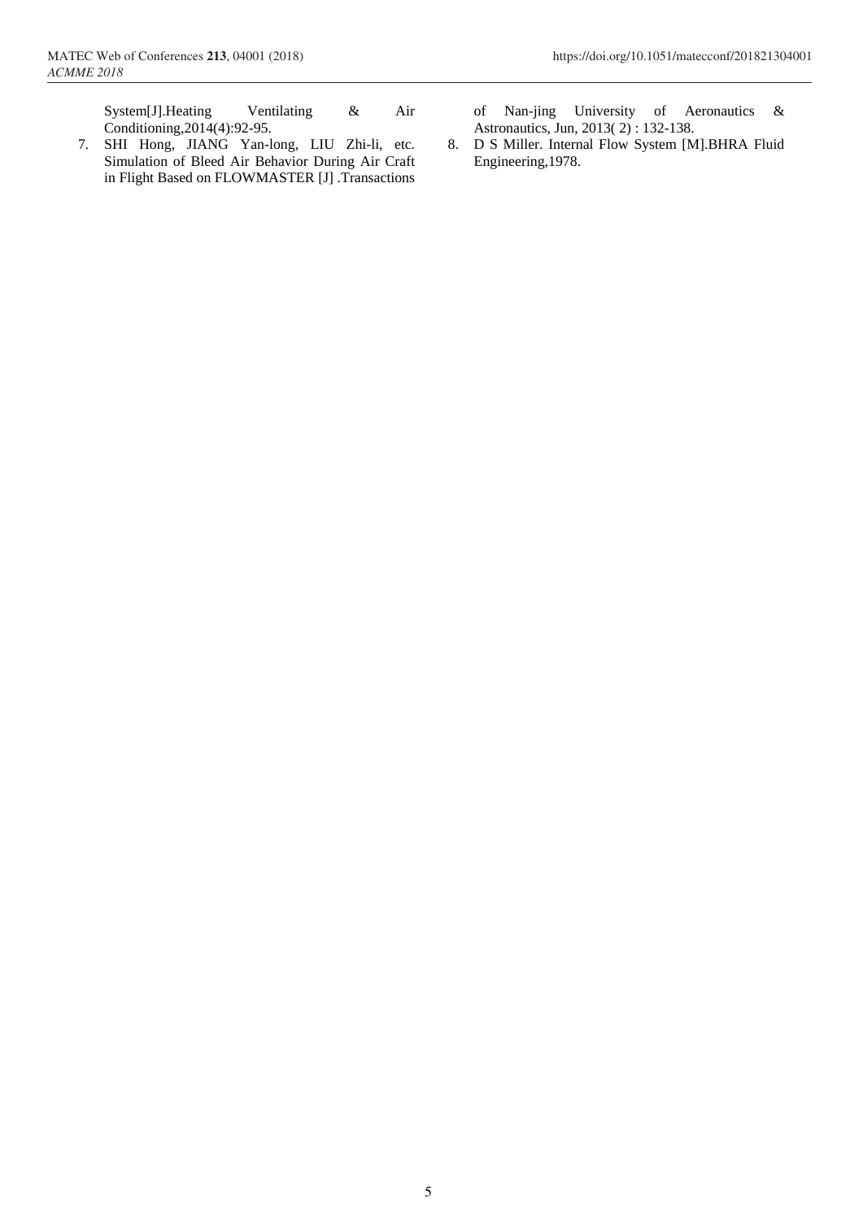System[J].Heating Ventilating & Air Conditioning,2014(4):92-95.

7. SHI Hong, JIANG Yan-long, LIU Zhi-li, etc. Simulation of Bleed Air Behavior During Air Craft in Flight Based on FLOWMASTER [J] .Transactions of Nan-jing University of Aeronautics & Astronautics, Jun, 2013( 2) : 132-138.
8. D S Miller. Internal Flow System [M].BHRA Fluid Engineering,1978.